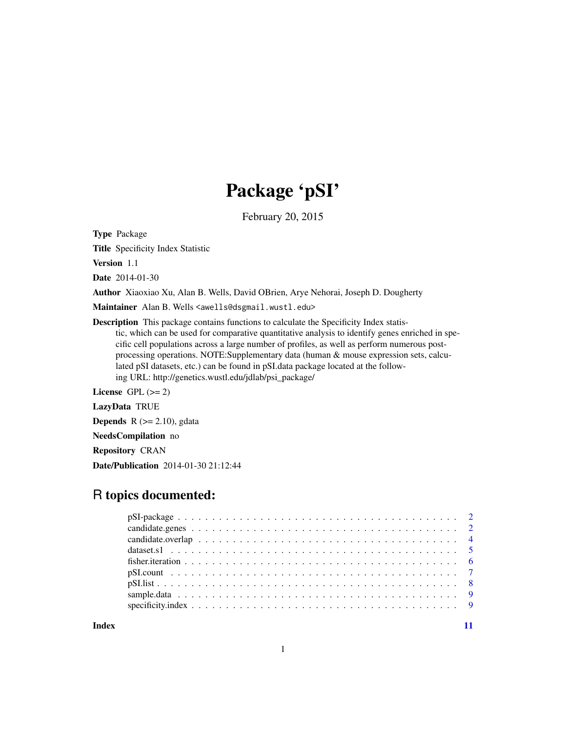# Package 'pSI'

February 20, 2015

**Type** Package

**Title** Specificity Index Statistic

**Version** 1.1

**Date** 2014-01-30

**Author** Xiaoxiao Xu, Alan B. Wells, David OBrien, Arye Nehorai, Joseph D. Dougherty

**Maintainer** Alan B. Wells <awells@dsgmail.wustl.edu>

**Description** This package contains functions to calculate the Specificity Index statistic, which can be used for comparative quantitative analysis to identify genes enriched in specific cell populations across a large number of profiles, as well as perform numerous post-processing operations. NOTE:Supplementary data (human & mouse expression sets, calculated pSI datasets, etc.) can be found in pSI.data package located at the following URL: http://genetics.wustl.edu/jdlab/psi_package/

**License** GPL (>= 2)

**LazyData** TRUE

**Depends** R (>= 2.10), gdata

**NeedsCompilation** no

**Repository** CRAN

**Date/Publication** 2014-01-30 21:12:44

## R topics documented:

| | |
|---|---|
| pSI-package | 2 |
| candidate.genes | 2 |
| candidate.overlap | 4 |
| dataset.s1 | 5 |
| fisher.iteration | 6 |
| pSI.count | 7 |
| pSI.list | 8 |
| sample.data | 9 |
| specificity.index | 9 |

**Index** **11**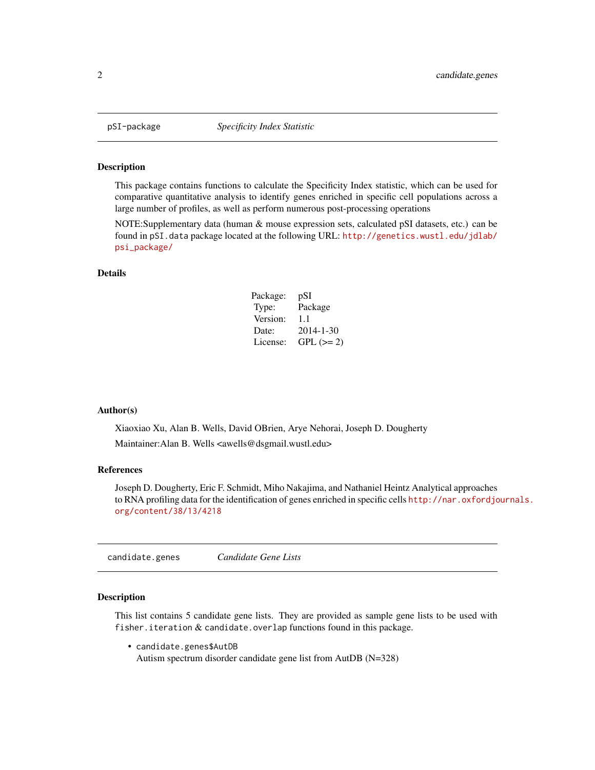## pSI-package — *Specificity Index Statistic*

### Description

This package contains functions to calculate the Specificity Index statistic, which can be used for comparative quantitative analysis to identify genes enriched in specific cell populations across a large number of profiles, as well as perform numerous post-processing operations

NOTE:Supplementary data (human & mouse expression sets, calculated pSI datasets, etc.) can be found in `pSI.data` package located at the following URL: http://genetics.wustl.edu/jdlab/psi_package/

### Details

| | |
|---|---|
| Package: | pSI |
| Type: | Package |
| Version: | 1.1 |
| Date: | 2014-1-30 |
| License: | GPL (>= 2) |

### Author(s)

Xiaoxiao Xu, Alan B. Wells, David OBrien, Arye Nehorai, Joseph D. Dougherty

Maintainer:Alan B. Wells <awells@dsgmail.wustl.edu>

### References

Joseph D. Dougherty, Eric F. Schmidt, Miho Nakajima, and Nathaniel Heintz Analytical approaches to RNA profiling data for the identification of genes enriched in specific cells http://nar.oxfordjournals.org/content/38/13/4218

## candidate.genes — *Candidate Gene Lists*

### Description

This list contains 5 candidate gene lists. They are provided as sample gene lists to be used with `fisher.iteration` & `candidate.overlap` functions found in this package.

- `candidate.genes$AutDB`
  Autism spectrum disorder candidate gene list from AutDB (N=328)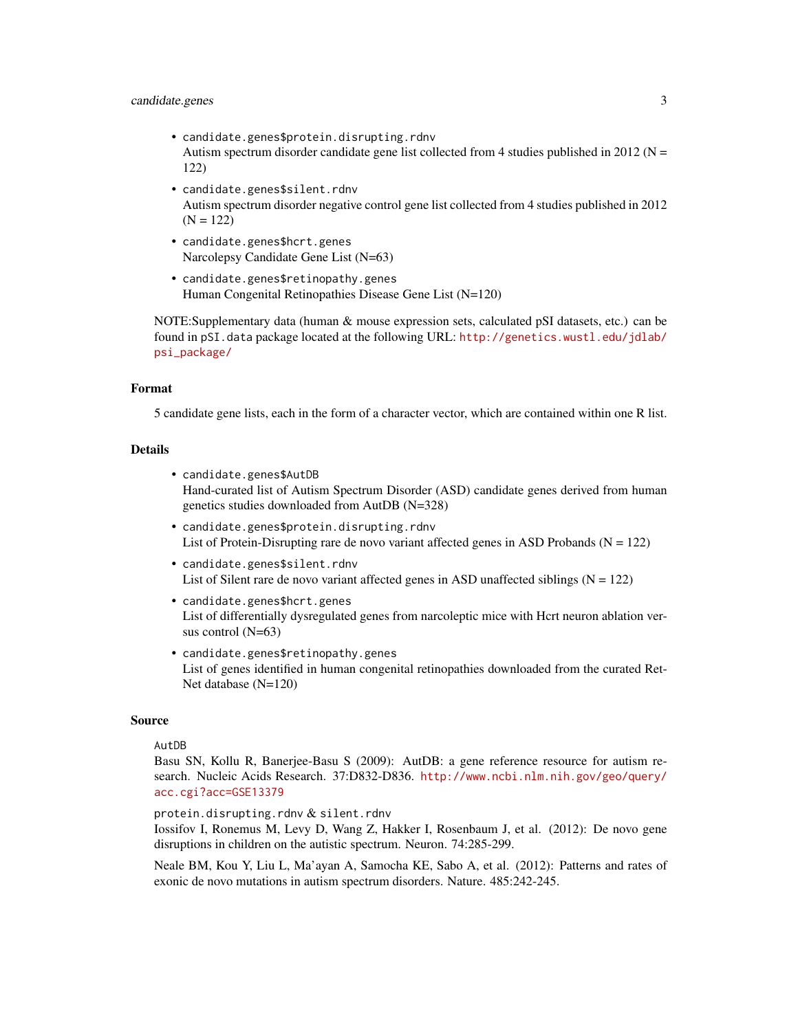- `candidate.genes$protein.disrupting.rdnv`
  Autism spectrum disorder candidate gene list collected from 4 studies published in 2012 (N = 122)
- `candidate.genes$silent.rdnv`
  Autism spectrum disorder negative control gene list collected from 4 studies published in 2012 (N = 122)
- `candidate.genes$hcrt.genes`
  Narcolepsy Candidate Gene List (N=63)
- `candidate.genes$retinopathy.genes`
  Human Congenital Retinopathies Disease Gene List (N=120)

NOTE:Supplementary data (human & mouse expression sets, calculated pSI datasets, etc.) can be found in `pSI.data` package located at the following URL: http://genetics.wustl.edu/jdlab/psi_package/

## Format

5 candidate gene lists, each in the form of a character vector, which are contained within one R list.

## Details

- `candidate.genes$AutDB`
  Hand-curated list of Autism Spectrum Disorder (ASD) candidate genes derived from human genetics studies downloaded from AutDB (N=328)
- `candidate.genes$protein.disrupting.rdnv`
  List of Protein-Disrupting rare de novo variant affected genes in ASD Probands (N = 122)
- `candidate.genes$silent.rdnv`
  List of Silent rare de novo variant affected genes in ASD unaffected siblings (N = 122)
- `candidate.genes$hcrt.genes`
  List of differentially dysregulated genes from narcoleptic mice with Hcrt neuron ablation versus control (N=63)
- `candidate.genes$retinopathy.genes`
  List of genes identified in human congenital retinopathies downloaded from the curated Ret-Net database (N=120)

## Source

`AutDB`

Basu SN, Kollu R, Banerjee-Basu S (2009): AutDB: a gene reference resource for autism research. Nucleic Acids Research. 37:D832-D836. http://www.ncbi.nlm.nih.gov/geo/query/acc.cgi?acc=GSE13379

`protein.disrupting.rdnv` & `silent.rdnv`

Iossifov I, Ronemus M, Levy D, Wang Z, Hakker I, Rosenbaum J, et al. (2012): De novo gene disruptions in children on the autistic spectrum. Neuron. 74:285-299.

Neale BM, Kou Y, Liu L, Ma'ayan A, Samocha KE, Sabo A, et al. (2012): Patterns and rates of exonic de novo mutations in autism spectrum disorders. Nature. 485:242-245.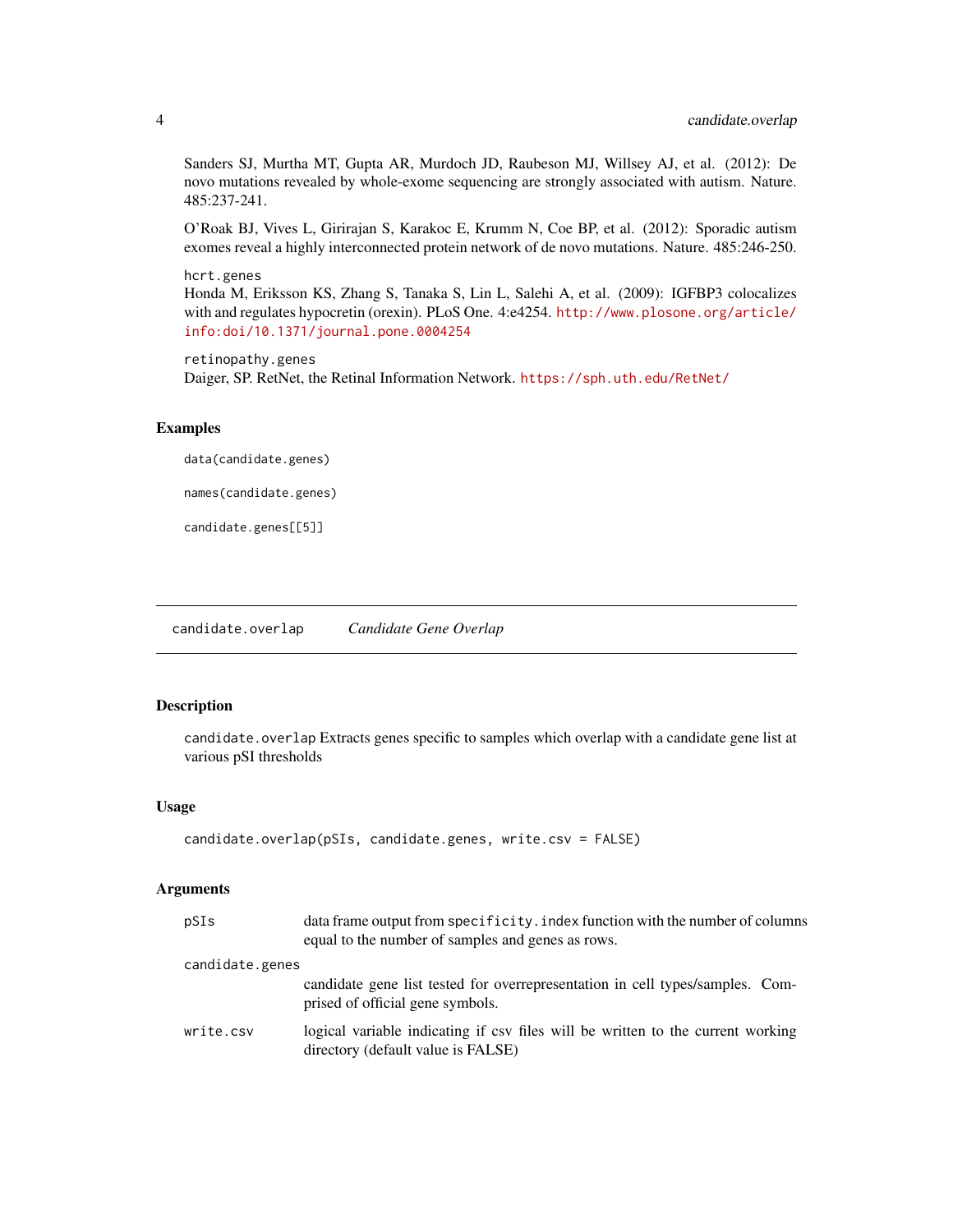Sanders SJ, Murtha MT, Gupta AR, Murdoch JD, Raubeson MJ, Willsey AJ, et al. (2012): De novo mutations revealed by whole-exome sequencing are strongly associated with autism. Nature. 485:237-241.

O'Roak BJ, Vives L, Girirajan S, Karakoc E, Krumm N, Coe BP, et al. (2012): Sporadic autism exomes reveal a highly interconnected protein network of de novo mutations. Nature. 485:246-250.

`hcrt.genes`
Honda M, Eriksson KS, Zhang S, Tanaka S, Lin L, Salehi A, et al. (2009): IGFBP3 colocalizes with and regulates hypocretin (orexin). PLoS One. 4:e4254. http://www.plosone.org/article/info:doi/10.1371/journal.pone.0004254

`retinopathy.genes`
Daiger, SP. RetNet, the Retinal Information Network. https://sph.uth.edu/RetNet/

### Examples

```
data(candidate.genes)

names(candidate.genes)

candidate.genes[[5]]
```

---

## candidate.overlap *Candidate Gene Overlap*

---

### Description

`candidate.overlap` Extracts genes specific to samples which overlap with a candidate gene list at various pSI thresholds

### Usage

```
candidate.overlap(pSIs, candidate.genes, write.csv = FALSE)
```

### Arguments

| | |
|---|---|
| `pSIs` | data frame output from `specificity.index` function with the number of columns equal to the number of samples and genes as rows. |
| `candidate.genes` | candidate gene list tested for overrepresentation in cell types/samples. Comprised of official gene symbols. |
| `write.csv` | logical variable indicating if csv files will be written to the current working directory (default value is FALSE) |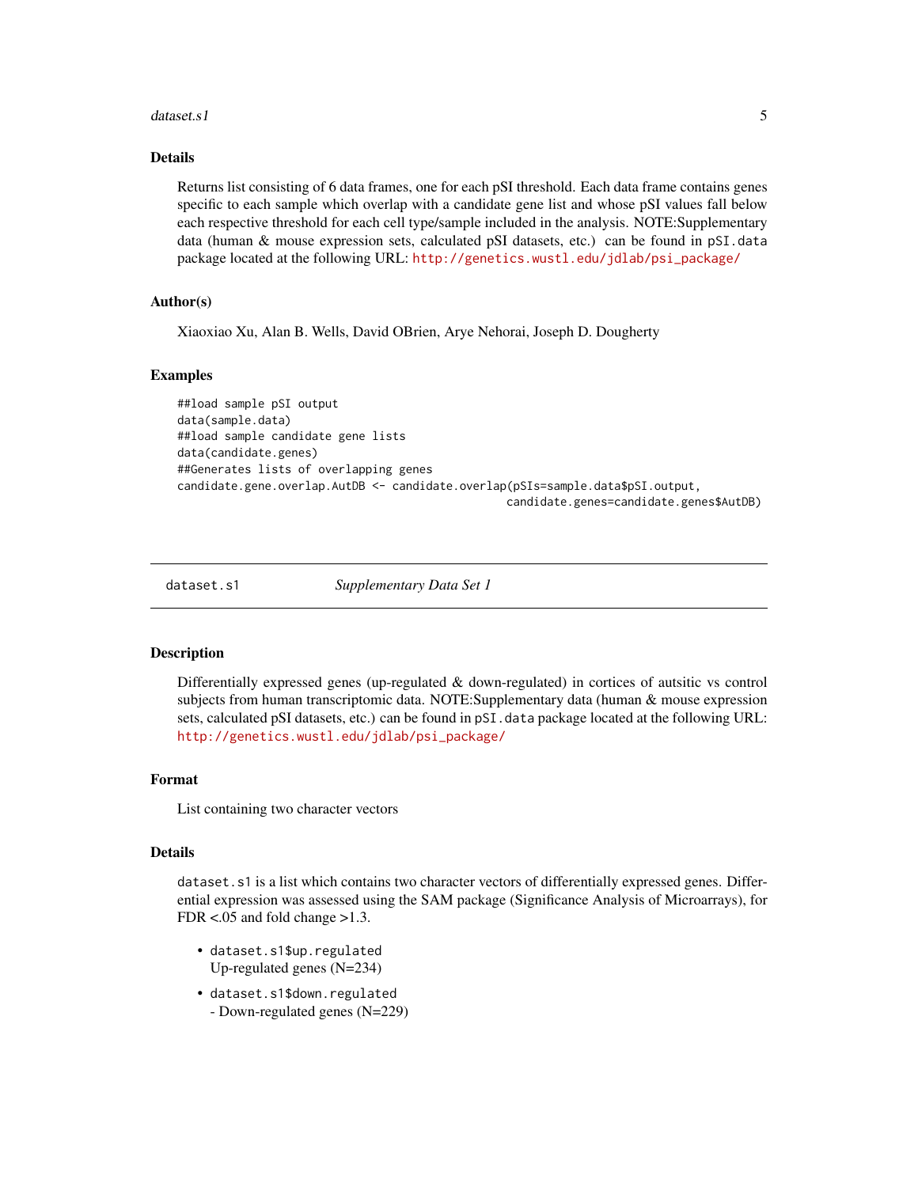### Details

Returns list consisting of 6 data frames, one for each pSI threshold. Each data frame contains genes specific to each sample which overlap with a candidate gene list and whose pSI values fall below each respective threshold for each cell type/sample included in the analysis. NOTE:Supplementary data (human & mouse expression sets, calculated pSI datasets, etc.) can be found in `pSI.data` package located at the following URL: http://genetics.wustl.edu/jdlab/psi_package/

### Author(s)

Xiaoxiao Xu, Alan B. Wells, David OBrien, Arye Nehorai, Joseph D. Dougherty

### Examples

```
##load sample pSI output
data(sample.data)
##load sample candidate gene lists
data(candidate.genes)
##Generates lists of overlapping genes
candidate.gene.overlap.AutDB <- candidate.overlap(pSIs=sample.data$pSI.output,
                                                  candidate.genes=candidate.genes$AutDB)
```

---

## dataset.s1 — *Supplementary Data Set 1*

### Description

Differentially expressed genes (up-regulated & down-regulated) in cortices of autsitic vs control subjects from human transcriptomic data. NOTE:Supplementary data (human & mouse expression sets, calculated pSI datasets, etc.) can be found in `pSI.data` package located at the following URL: http://genetics.wustl.edu/jdlab/psi_package/

### Format

List containing two character vectors

### Details

`dataset.s1` is a list which contains two character vectors of differentially expressed genes. Differential expression was assessed using the SAM package (Significance Analysis of Microarrays), for FDR <.05 and fold change >1.3.

- `dataset.s1$up.regulated`
  Up-regulated genes (N=234)
- `dataset.s1$down.regulated`
  - Down-regulated genes (N=229)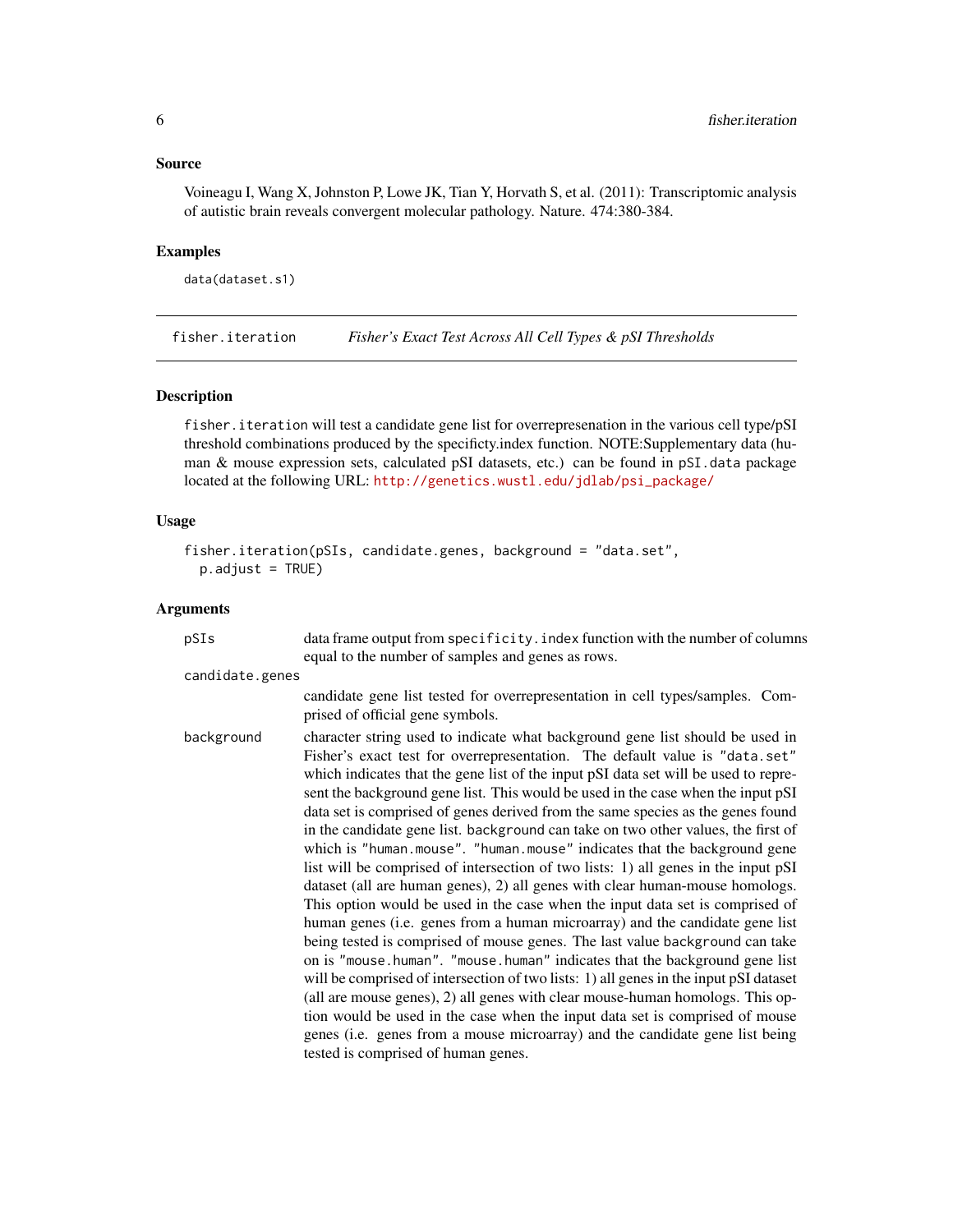## Source

Voineagu I, Wang X, Johnston P, Lowe JK, Tian Y, Horvath S, et al. (2011): Transcriptomic analysis of autistic brain reveals convergent molecular pathology. Nature. 474:380-384.

## Examples

```
data(dataset.s1)
```

---

# fisher.iteration — *Fisher's Exact Test Across All Cell Types & pSI Thresholds*

## Description

`fisher.iteration` will test a candidate gene list for overrepresenation in the various cell type/pSI threshold combinations produced by the specificty.index function. NOTE:Supplementary data (human & mouse expression sets, calculated pSI datasets, etc.) can be found in `pSI.data` package located at the following URL: http://genetics.wustl.edu/jdlab/psi_package/

## Usage

```
fisher.iteration(pSIs, candidate.genes, background = "data.set",
  p.adjust = TRUE)
```

## Arguments

| | |
|---|---|
| `pSIs` | data frame output from `specificity.index` function with the number of columns equal to the number of samples and genes as rows. |
| `candidate.genes` | candidate gene list tested for overrepresentation in cell types/samples. Comprised of official gene symbols. |
| `background` | character string used to indicate what background gene list should be used in Fisher's exact test for overrepresentation. The default value is `"data.set"` which indicates that the gene list of the input pSI data set will be used to represent the background gene list. This would be used in the case when the input pSI data set is comprised of genes derived from the same species as the genes found in the candidate gene list. `background` can take on two other values, the first of which is `"human.mouse"`. `"human.mouse"` indicates that the background gene list will be comprised of intersection of two lists: 1) all genes in the input pSI dataset (all are human genes), 2) all genes with clear human-mouse homologs. This option would be used in the case when the input data set is comprised of human genes (i.e. genes from a human microarray) and the candidate gene list being tested is comprised of mouse genes. The last value `background` can take on is `"mouse.human"`. `"mouse.human"` indicates that the background gene list will be comprised of intersection of two lists: 1) all genes in the input pSI dataset (all are mouse genes), 2) all genes with clear mouse-human homologs. This option would be used in the case when the input data set is comprised of mouse genes (i.e. genes from a mouse microarray) and the candidate gene list being tested is comprised of human genes. |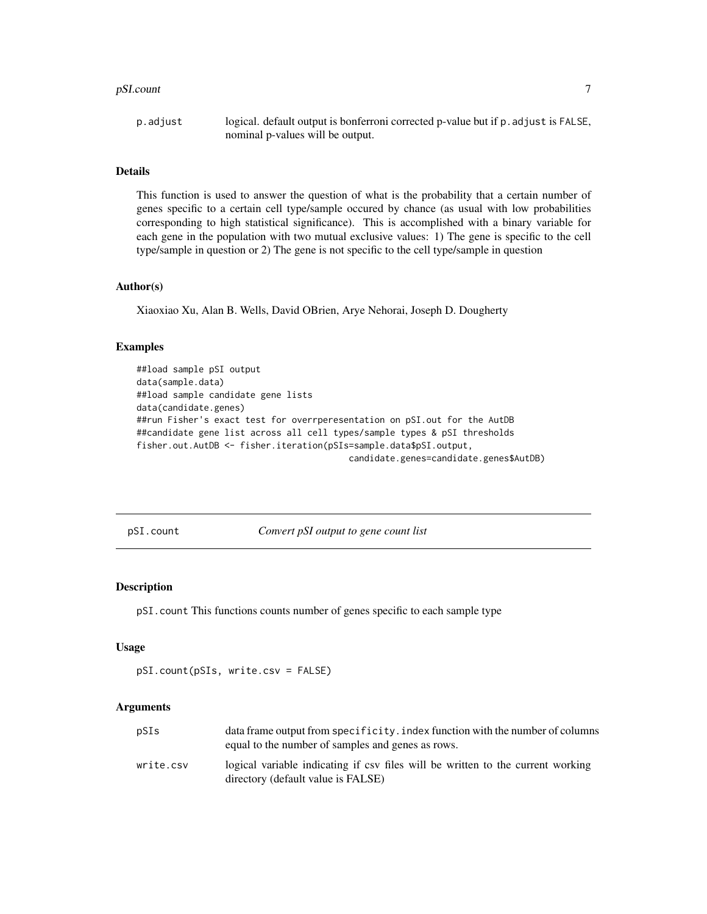| | |
|---|---|
| p.adjust | logical. default output is bonferroni corrected p-value but if p.adjust is FALSE, nominal p-values will be output. |

### Details

This function is used to answer the question of what is the probability that a certain number of genes specific to a certain cell type/sample occured by chance (as usual with low probabilities corresponding to high statistical significance). This is accomplished with a binary variable for each gene in the population with two mutual exclusive values: 1) The gene is specific to the cell type/sample in question or 2) The gene is not specific to the cell type/sample in question

### Author(s)

Xiaoxiao Xu, Alan B. Wells, David OBrien, Arye Nehorai, Joseph D. Dougherty

### Examples

```
##load sample pSI output
data(sample.data)
##load sample candidate gene lists
data(candidate.genes)
##run Fisher's exact test for overrperesentation on pSI.out for the AutDB
##candidate gene list across all cell types/sample types & pSI thresholds
fisher.out.AutDB <- fisher.iteration(pSIs=sample.data$pSI.output,
                                      candidate.genes=candidate.genes$AutDB)
```

---

## pSI.count — *Convert pSI output to gene count list*

### Description

pSI.count This functions counts number of genes specific to each sample type

### Usage

```
pSI.count(pSIs, write.csv = FALSE)
```

### Arguments

| | |
|---|---|
| pSIs | data frame output from specificity.index function with the number of columns equal to the number of samples and genes as rows. |
| write.csv | logical variable indicating if csv files will be written to the current working directory (default value is FALSE) |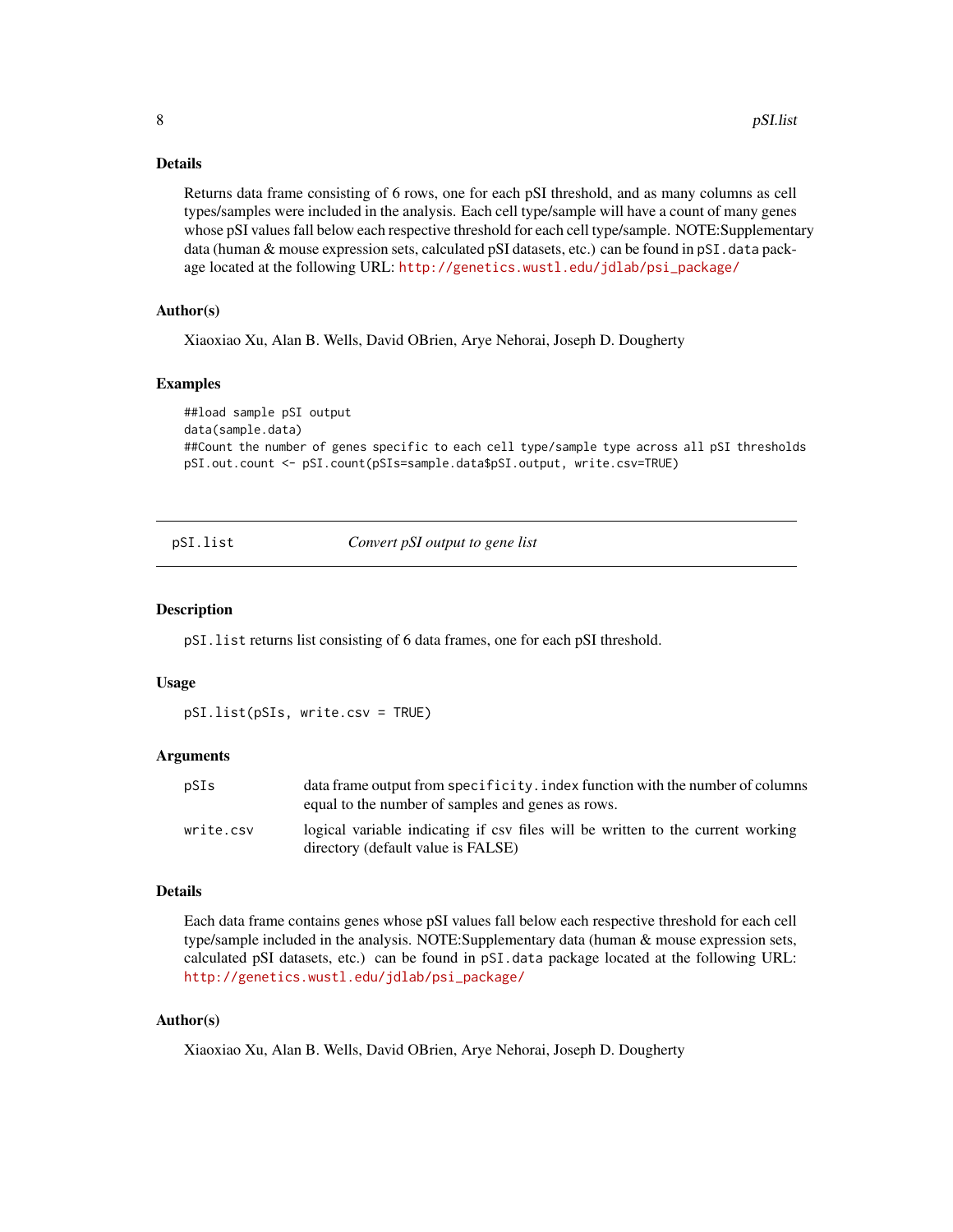### Details

Returns data frame consisting of 6 rows, one for each pSI threshold, and as many columns as cell types/samples were included in the analysis. Each cell type/sample will have a count of many genes whose pSI values fall below each respective threshold for each cell type/sample. NOTE:Supplementary data (human & mouse expression sets, calculated pSI datasets, etc.) can be found in `pSI.data` package located at the following URL: http://genetics.wustl.edu/jdlab/psi_package/

### Author(s)

Xiaoxiao Xu, Alan B. Wells, David OBrien, Arye Nehorai, Joseph D. Dougherty

### Examples

```
##load sample pSI output
data(sample.data)
##Count the number of genes specific to each cell type/sample type across all pSI thresholds
pSI.out.count <- pSI.count(pSIs=sample.data$pSI.output, write.csv=TRUE)
```

---

## pSI.list — *Convert pSI output to gene list*

### Description

`pSI.list` returns list consisting of 6 data frames, one for each pSI threshold.

### Usage

```
pSI.list(pSIs, write.csv = TRUE)
```

### Arguments

| | |
|---|---|
| `pSIs` | data frame output from `specificity.index` function with the number of columns equal to the number of samples and genes as rows. |
| `write.csv` | logical variable indicating if csv files will be written to the current working directory (default value is FALSE) |

### Details

Each data frame contains genes whose pSI values fall below each respective threshold for each cell type/sample included in the analysis. NOTE:Supplementary data (human & mouse expression sets, calculated pSI datasets, etc.) can be found in `pSI.data` package located at the following URL: http://genetics.wustl.edu/jdlab/psi_package/

### Author(s)

Xiaoxiao Xu, Alan B. Wells, David OBrien, Arye Nehorai, Joseph D. Dougherty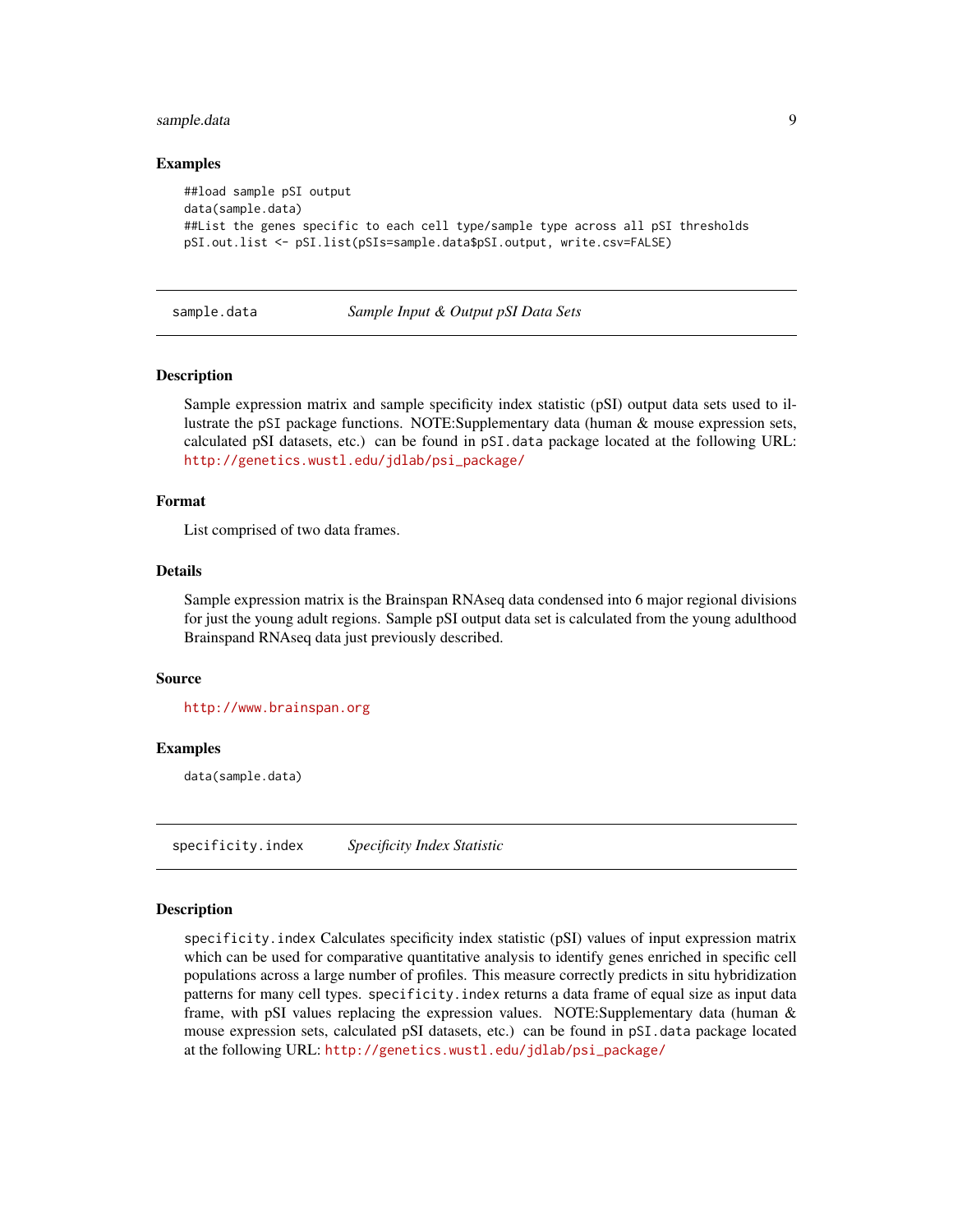### Examples

```
##load sample pSI output
data(sample.data)
##List the genes specific to each cell type/sample type across all pSI thresholds
pSI.out.list <- pSI.list(pSIs=sample.data$pSI.output, write.csv=FALSE)
```

---

## sample.data *Sample Input & Output pSI Data Sets*

---

### Description

Sample expression matrix and sample specificity index statistic (pSI) output data sets used to illustrate the `pSI` package functions. NOTE:Supplementary data (human & mouse expression sets, calculated pSI datasets, etc.) can be found in `pSI.data` package located at the following URL: http://genetics.wustl.edu/jdlab/psi_package/

### Format

List comprised of two data frames.

### Details

Sample expression matrix is the Brainspan RNAseq data condensed into 6 major regional divisions for just the young adult regions. Sample pSI output data set is calculated from the young adulthood Brainspand RNAseq data just previously described.

### Source

http://www.brainspan.org

### Examples

```
data(sample.data)
```

---

## specificity.index *Specificity Index Statistic*

---

### Description

`specificity.index` Calculates specificity index statistic (pSI) values of input expression matrix which can be used for comparative quantitative analysis to identify genes enriched in specific cell populations across a large number of profiles. This measure correctly predicts in situ hybridization patterns for many cell types. `specificity.index` returns a data frame of equal size as input data frame, with pSI values replacing the expression values. NOTE:Supplementary data (human & mouse expression sets, calculated pSI datasets, etc.) can be found in `pSI.data` package located at the following URL: http://genetics.wustl.edu/jdlab/psi_package/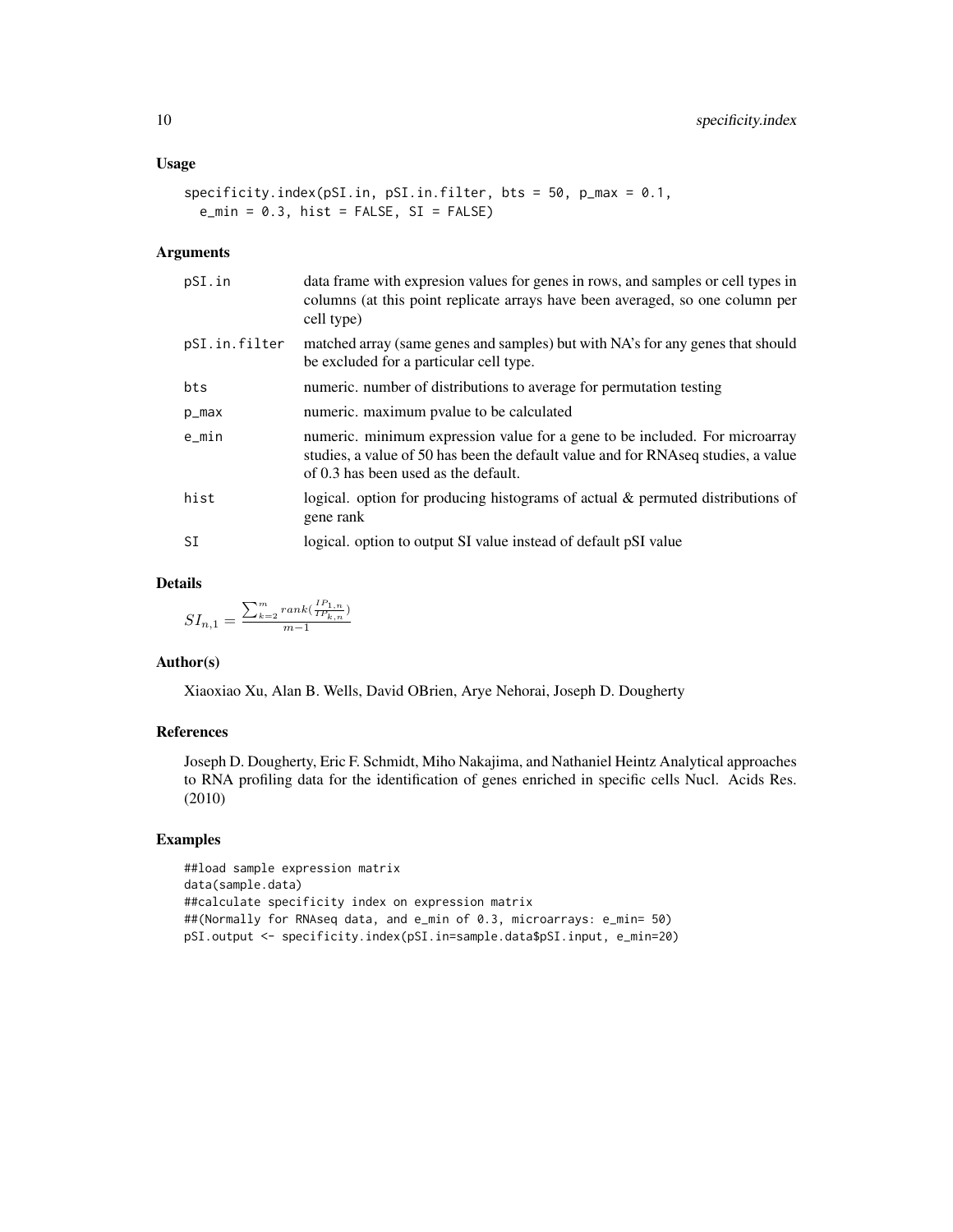## Usage

```
specificity.index(pSI.in, pSI.in.filter, bts = 50, p_max = 0.1,
  e_min = 0.3, hist = FALSE, SI = FALSE)
```

## Arguments

| | |
|---|---|
| pSI.in | data frame with expresion values for genes in rows, and samples or cell types in columns (at this point replicate arrays have been averaged, so one column per cell type) |
| pSI.in.filter | matched array (same genes and samples) but with NA's for any genes that should be excluded for a particular cell type. |
| bts | numeric. number of distributions to average for permutation testing |
| p_max | numeric. maximum pvalue to be calculated |
| e_min | numeric. minimum expression value for a gene to be included. For microarray studies, a value of 50 has been the default value and for RNAseq studies, a value of 0.3 has been used as the default. |
| hist | logical. option for producing histograms of actual & permuted distributions of gene rank |
| SI | logical. option to output SI value instead of default pSI value |

## Details

$$SI_{n,1} = \frac{\sum_{k=2}^{m} rank(\frac{IP_{1,n}}{IP_{k,n}})}{m-1}$$

## Author(s)

Xiaoxiao Xu, Alan B. Wells, David OBrien, Arye Nehorai, Joseph D. Dougherty

## References

Joseph D. Dougherty, Eric F. Schmidt, Miho Nakajima, and Nathaniel Heintz Analytical approaches to RNA profiling data for the identification of genes enriched in specific cells Nucl. Acids Res. (2010)

## Examples

```
##load sample expression matrix
data(sample.data)
##calculate specificity index on expression matrix
##(Normally for RNAseq data, and e_min of 0.3, microarrays: e_min= 50)
pSI.output <- specificity.index(pSI.in=sample.data$pSI.input, e_min=20)
```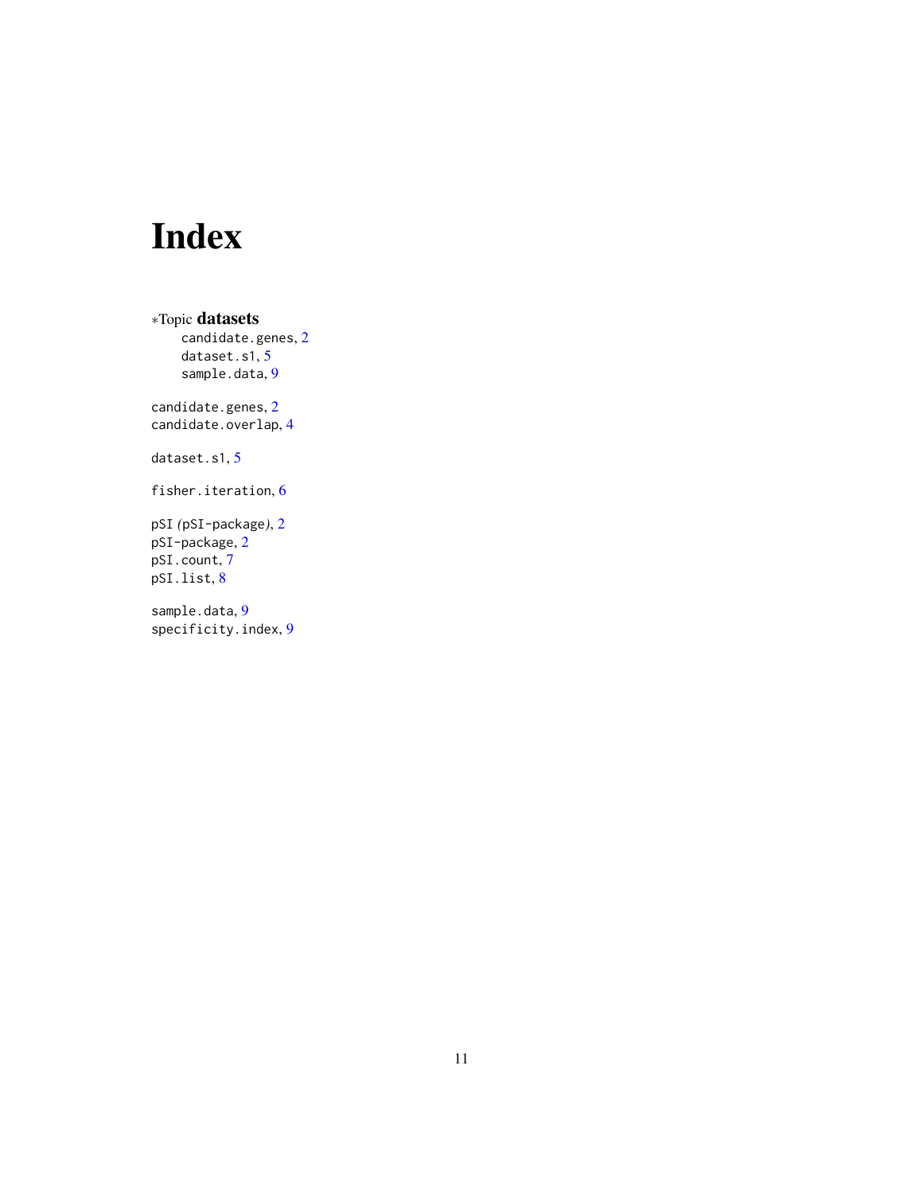# Index

*Topic **datasets**
- candidate.genes, 2
- dataset.s1, 5
- sample.data, 9

candidate.genes, 2
candidate.overlap, 4

dataset.s1, 5

fisher.iteration, 6

pSI *(*pSI-package*)*, 2
pSI-package, 2
pSI.count, 7
pSI.list, 8

sample.data, 9
specificity.index, 9